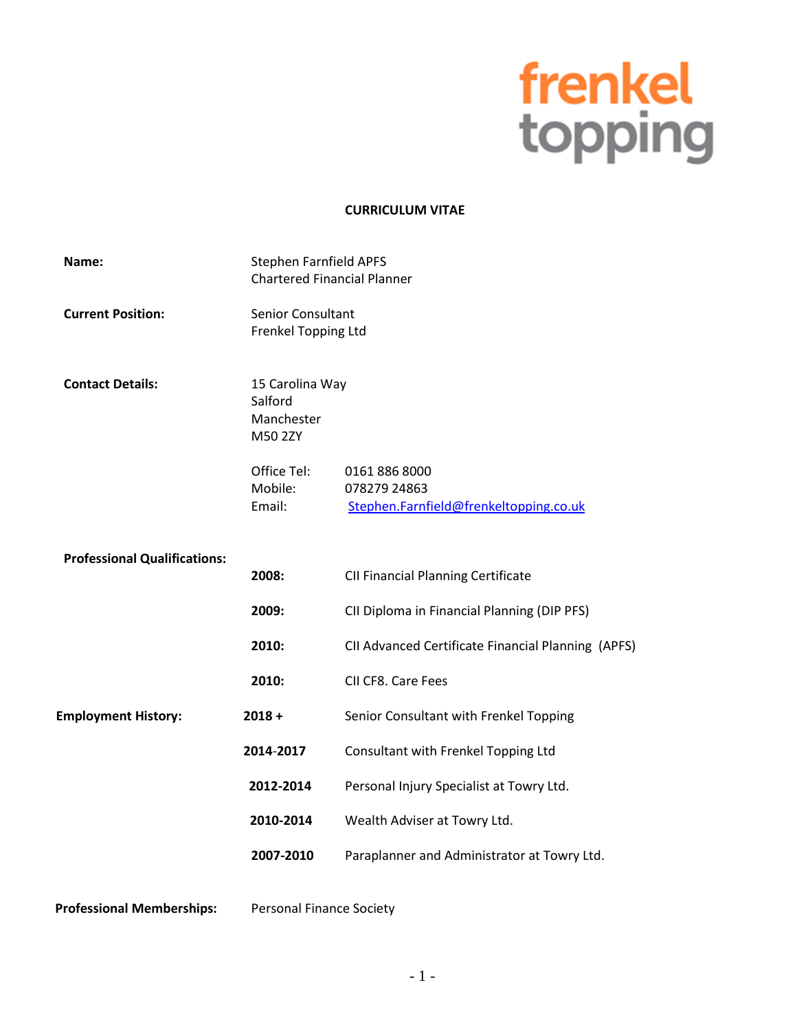frenkel topping

# CURRICULUM VITAE

**Name:** Stephen Farnfield APFS
Chartered Financial Planner

**Current Position:** Senior Consultant
Frenkel Topping Ltd

**Contact Details:** 15 Carolina Way
Salford
Manchester
M50 2ZY

Office Tel: 0161 886 8000
Mobile: 078279 24863
Email: Stephen.Farnfield@frenkeltopping.co.uk

**Professional Qualifications:**

| | |
|---|---|
| **2008:** | CII Financial Planning Certificate |
| **2009:** | CII Diploma in Financial Planning (DIP PFS) |
| **2010:** | CII Advanced Certificate Financial Planning (APFS) |
| **2010:** | CII CF8. Care Fees |

**Employment History:**

| | |
|---|---|
| **2018 +** | Senior Consultant with Frenkel Topping |
| **2014-2017** | Consultant with Frenkel Topping Ltd |
| **2012-2014** | Personal Injury Specialist at Towry Ltd. |
| **2010-2014** | Wealth Adviser at Towry Ltd. |
| **2007-2010** | Paraplanner and Administrator at Towry Ltd. |

**Professional Memberships:** Personal Finance Society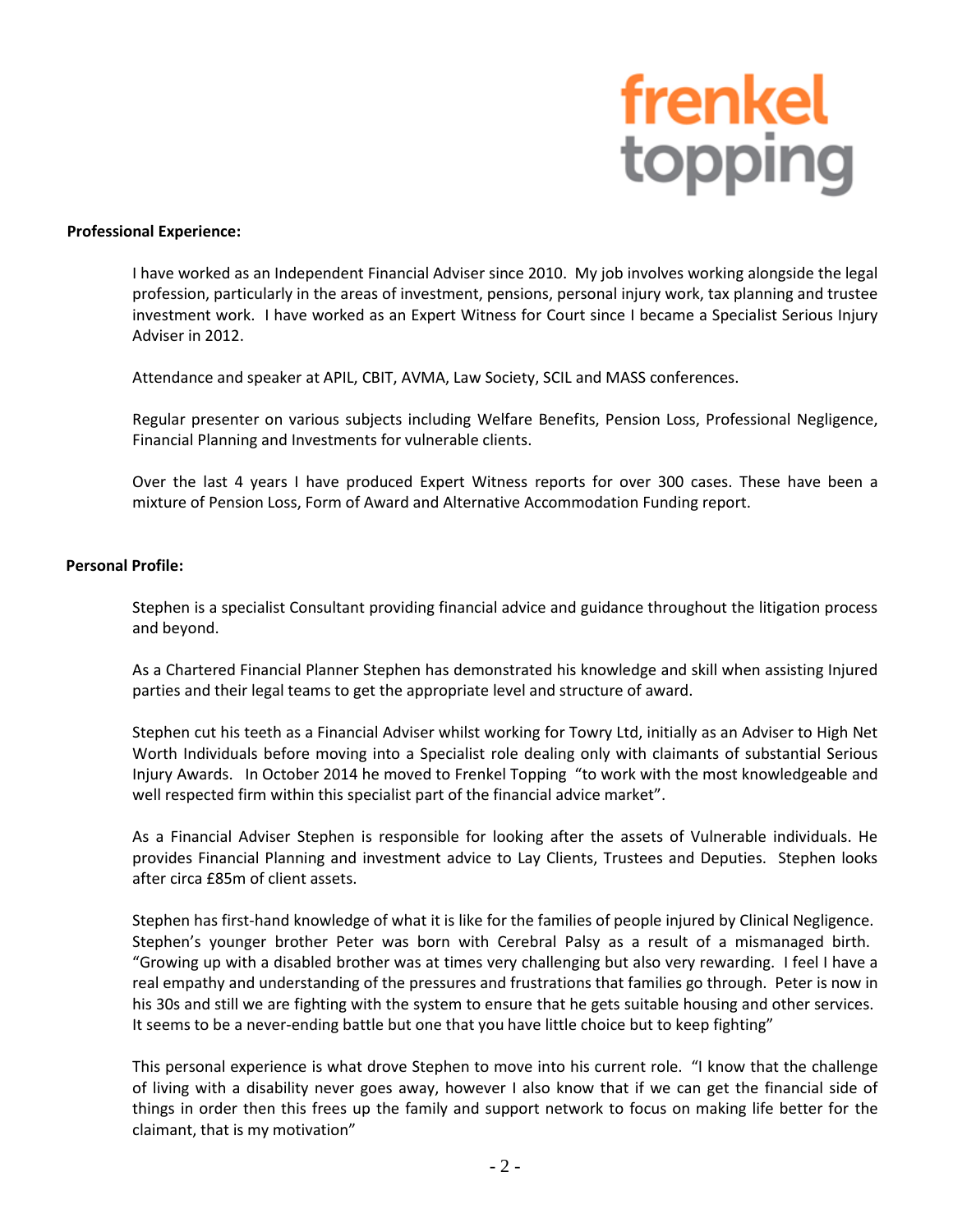**Professional Experience:**

I have worked as an Independent Financial Adviser since 2010. My job involves working alongside the legal profession, particularly in the areas of investment, pensions, personal injury work, tax planning and trustee investment work. I have worked as an Expert Witness for Court since I became a Specialist Serious Injury Adviser in 2012.

Attendance and speaker at APIL, CBIT, AVMA, Law Society, SCIL and MASS conferences.

Regular presenter on various subjects including Welfare Benefits, Pension Loss, Professional Negligence, Financial Planning and Investments for vulnerable clients.

Over the last 4 years I have produced Expert Witness reports for over 300 cases. These have been a mixture of Pension Loss, Form of Award and Alternative Accommodation Funding report.

**Personal Profile:**

Stephen is a specialist Consultant providing financial advice and guidance throughout the litigation process and beyond.

As a Chartered Financial Planner Stephen has demonstrated his knowledge and skill when assisting Injured parties and their legal teams to get the appropriate level and structure of award.

Stephen cut his teeth as a Financial Adviser whilst working for Towry Ltd, initially as an Adviser to High Net Worth Individuals before moving into a Specialist role dealing only with claimants of substantial Serious Injury Awards. In October 2014 he moved to Frenkel Topping "to work with the most knowledgeable and well respected firm within this specialist part of the financial advice market".

As a Financial Adviser Stephen is responsible for looking after the assets of Vulnerable individuals. He provides Financial Planning and investment advice to Lay Clients, Trustees and Deputies. Stephen looks after circa £85m of client assets.

Stephen has first-hand knowledge of what it is like for the families of people injured by Clinical Negligence. Stephen's younger brother Peter was born with Cerebral Palsy as a result of a mismanaged birth. "Growing up with a disabled brother was at times very challenging but also very rewarding. I feel I have a real empathy and understanding of the pressures and frustrations that families go through. Peter is now in his 30s and still we are fighting with the system to ensure that he gets suitable housing and other services. It seems to be a never-ending battle but one that you have little choice but to keep fighting"

This personal experience is what drove Stephen to move into his current role. "I know that the challenge of living with a disability never goes away, however I also know that if we can get the financial side of things in order then this frees up the family and support network to focus on making life better for the claimant, that is my motivation"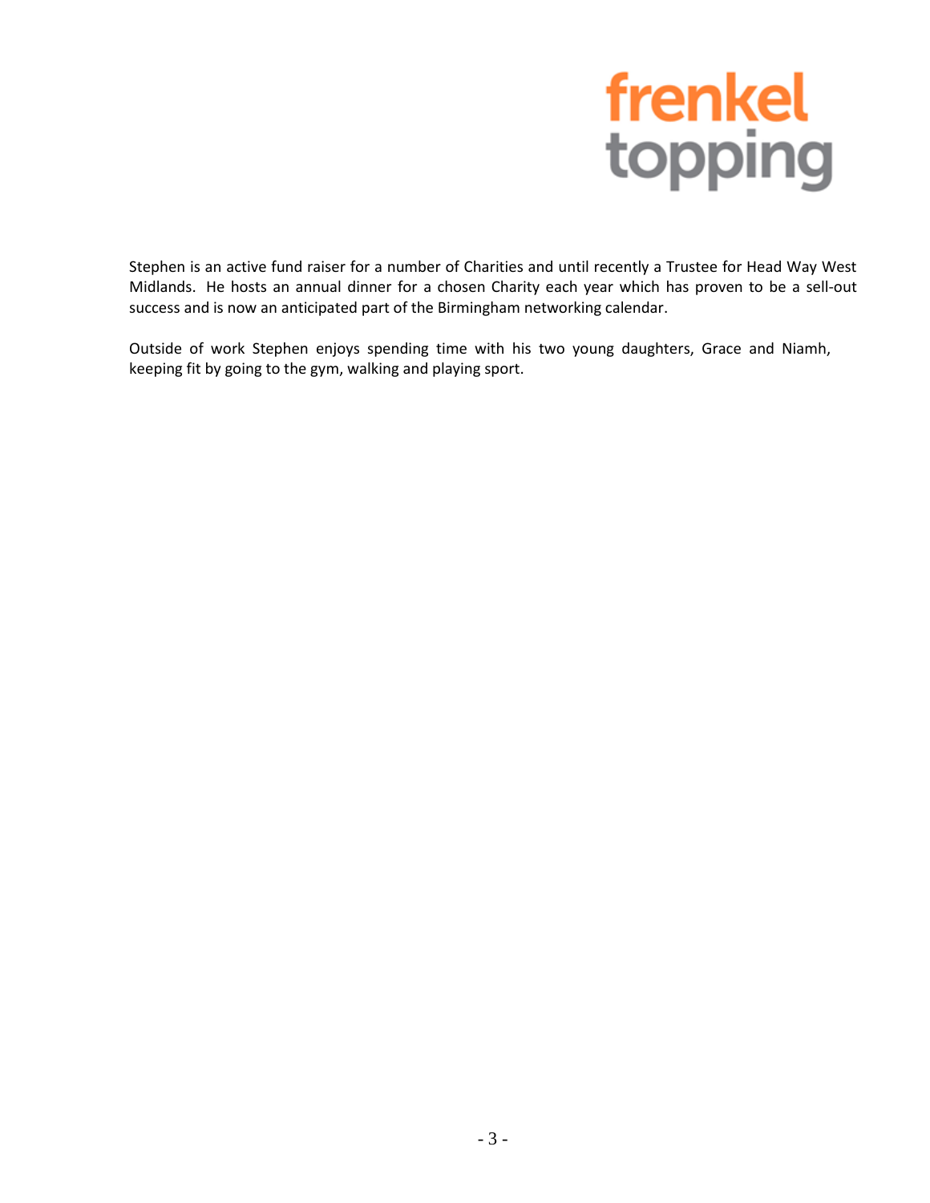Stephen is an active fund raiser for a number of Charities and until recently a Trustee for Head Way West Midlands. He hosts an annual dinner for a chosen Charity each year which has proven to be a sell-out success and is now an anticipated part of the Birmingham networking calendar.

Outside of work Stephen enjoys spending time with his two young daughters, Grace and Niamh, keeping fit by going to the gym, walking and playing sport.